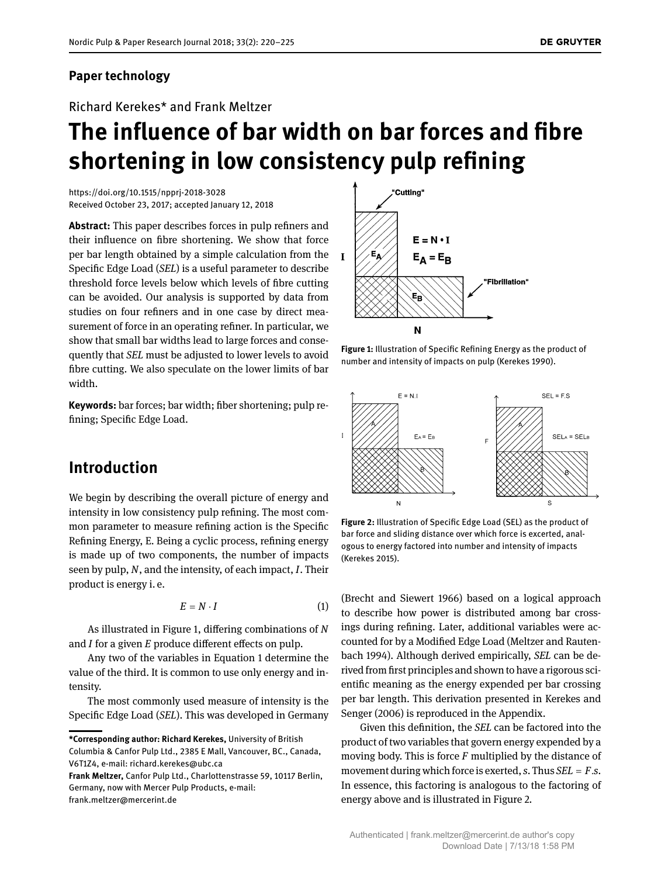## Paper technology

Richard Kerekes* and Frank Meltzer

# The influence of bar width on bar forces and fibre shortening in low consistency pulp refining

https://doi.org/10.1515/npprj-2018-3028
Received October 23, 2017; accepted January 12, 2018

**Abstract:** This paper describes forces in pulp refiners and their influence on fibre shortening. We show that force per bar length obtained by a simple calculation from the Specific Edge Load (*SEL*) is a useful parameter to describe threshold force levels below which levels of fibre cutting can be avoided. Our analysis is supported by data from studies on four refiners and in one case by direct measurement of force in an operating refiner. In particular, we show that small bar widths lead to large forces and consequently that *SEL* must be adjusted to lower levels to avoid fibre cutting. We also speculate on the lower limits of bar width.

**Keywords:** bar forces; bar width; fiber shortening; pulp refining; Specific Edge Load.

## Introduction

We begin by describing the overall picture of energy and intensity in low consistency pulp refining. The most common parameter to measure refining action is the Specific Refining Energy, E. Being a cyclic process, refining energy is made up of two components, the number of impacts seen by pulp, *N*, and the intensity, of each impact, *I*. Their product is energy i. e.

$$E = N \cdot I \tag{1}$$

As illustrated in Figure 1, differing combinations of *N* and *I* for a given *E* produce different effects on pulp.

Any two of the variables in Equation 1 determine the value of the third. It is common to use only energy and intensity.

The most commonly used measure of intensity is the Specific Edge Load (*SEL*). This was developed in Germany (Brecht and Siewert 1966) based on a logical approach to describe how power is distributed among bar crossings during refining. Later, additional variables were accounted for by a Modified Edge Load (Meltzer and Rautenbach 1994). Although derived empirically, *SEL* can be derived from first principles and shown to have a rigorous scientific meaning as the energy expended per bar crossing per bar length. This derivation presented in Kerekes and Senger (2006) is reproduced in the Appendix.

Given this definition, the *SEL* can be factored into the product of two variables that govern energy expended by a moving body. This is force *F* multiplied by the distance of movement during which force is exerted, *s*. Thus $SEL = F.s$. In essence, this factoring is analogous to the factoring of energy above and is illustrated in Figure 2.

Figure 1: Illustration of Specific Refining Energy as the product of number and intensity of impacts on pulp (Kerekes 1990).

Figure 2: Illustration of Specific Edge Load (SEL) as the product of bar force and sliding distance over which force is excerted, analogous to energy factored into number and intensity of impacts (Kerekes 2015).

---

***Corresponding author: Richard Kerekes,** University of British Columbia & Canfor Pulp Ltd., 2385 E Mall, Vancouver, BC., Canada, V6T1Z4, e-mail: richard.kerekes@ubc.ca
**Frank Meltzer,** Canfor Pulp Ltd., Charlottenstrasse 59, 10117 Berlin, Germany, now with Mercer Pulp Products, e-mail: frank.meltzer@mercerint.de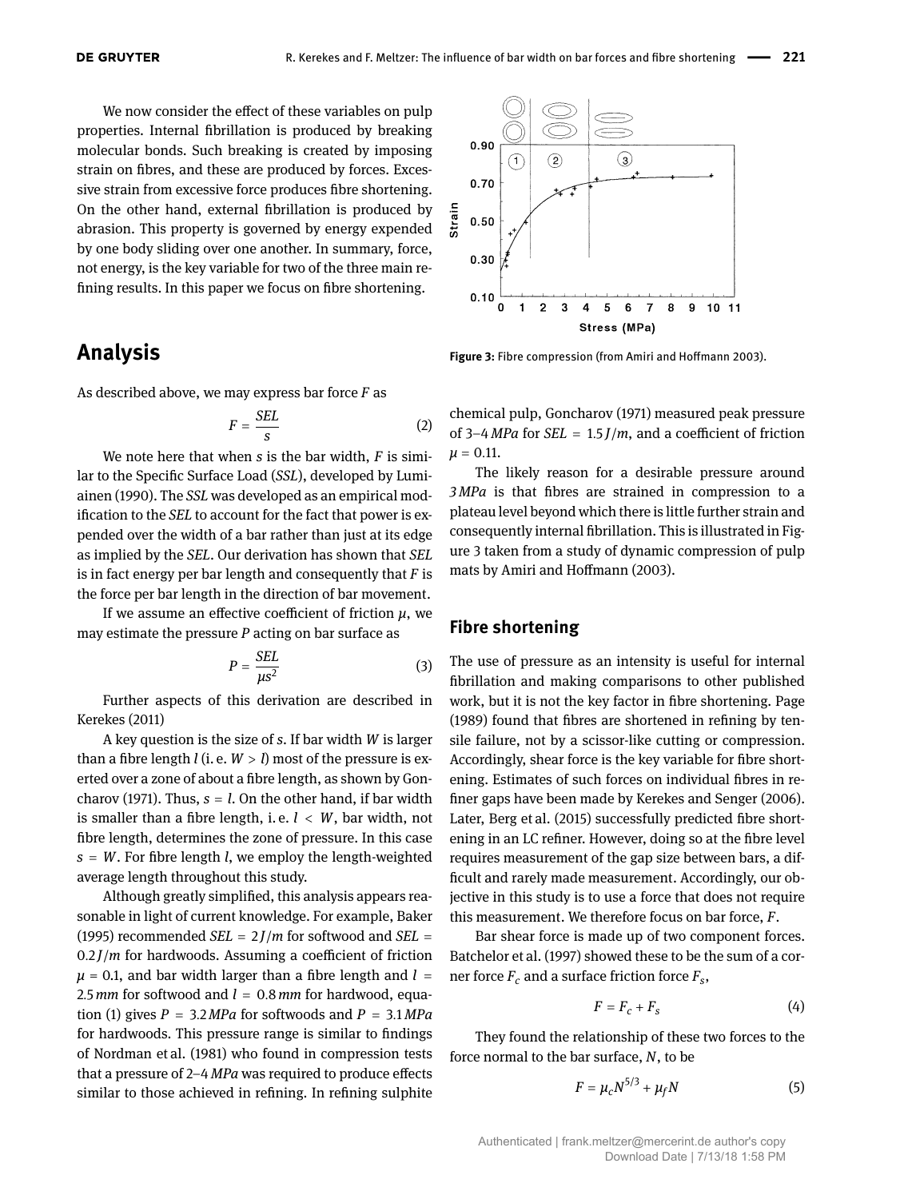We now consider the effect of these variables on pulp properties. Internal fibrillation is produced by breaking molecular bonds. Such breaking is created by imposing strain on fibres, and these are produced by forces. Excessive strain from excessive force produces fibre shortening. On the other hand, external fibrillation is produced by abrasion. This property is governed by energy expended by one body sliding over one another. In summary, force, not energy, is the key variable for two of the three main refining results. In this paper we focus on fibre shortening.

## Analysis

As described above, we may express bar force $F$ as

$$F = \frac{SEL}{s} \tag{2}$$

We note here that when $s$ is the bar width, $F$ is similar to the Specific Surface Load (*SSL*), developed by Lumiainen (1990). The *SSL* was developed as an empirical modification to the *SEL* to account for the fact that power is expended over the width of a bar rather than just at its edge as implied by the *SEL*. Our derivation has shown that *SEL* is in fact energy per bar length and consequently that $F$ is the force per bar length in the direction of bar movement.

If we assume an effective coefficient of friction $\mu$, we may estimate the pressure $P$ acting on bar surface as

$$P = \frac{SEL}{\mu s^2} \tag{3}$$

Further aspects of this derivation are described in Kerekes (2011)

A key question is the size of $s$. If bar width $W$ is larger than a fibre length $l$ (i. e. $W > l$) most of the pressure is exerted over a zone of about a fibre length, as shown by Goncharov (1971). Thus, $s = l$. On the other hand, if bar width is smaller than a fibre length, i. e. $l < W$, bar width, not fibre length, determines the zone of pressure. In this case $s = W$. For fibre length $l$, we employ the length-weighted average length throughout this study.

Although greatly simplified, this analysis appears reasonable in light of current knowledge. For example, Baker (1995) recommended $SEL = 2\,J/m$ for softwood and $SEL = 0.2\,J/m$ for hardwoods. Assuming a coefficient of friction $\mu = 0.1$, and bar width larger than a fibre length and $l = 2.5\,mm$ for softwood and $l = 0.8\,mm$ for hardwood, equation (1) gives $P = 3.2\,MPa$ for softwoods and $P = 3.1\,MPa$ for hardwoods. This pressure range is similar to findings of Nordman et al. (1981) who found in compression tests that a pressure of 2–4 *MPa* was required to produce effects similar to those achieved in refining. In refining sulphite chemical pulp, Goncharov (1971) measured peak pressure of 3–4 *MPa* for $SEL = 1.5\,J/m$, and a coefficient of friction $\mu = 0.11$.

The likely reason for a desirable pressure around 3 *MPa* is that fibres are strained in compression to a plateau level beyond which there is little further strain and consequently internal fibrillation. This is illustrated in Figure 3 taken from a study of dynamic compression of pulp mats by Amiri and Hoffmann (2003).

**Figure 3:** Fibre compression (from Amiri and Hoffmann 2003).

### Fibre shortening

The use of pressure as an intensity is useful for internal fibrillation and making comparisons to other published work, but it is not the key factor in fibre shortening. Page (1989) found that fibres are shortened in refining by tensile failure, not by a scissor-like cutting or compression. Accordingly, shear force is the key variable for fibre shortening. Estimates of such forces on individual fibres in refiner gaps have been made by Kerekes and Senger (2006). Later, Berg et al. (2015) successfully predicted fibre shortening in an LC refiner. However, doing so at the fibre level requires measurement of the gap size between bars, a difficult and rarely made measurement. Accordingly, our objective in this study is to use a force that does not require this measurement. We therefore focus on bar force, $F$.

Bar shear force is made up of two component forces. Batchelor et al. (1997) showed these to be the sum of a corner force $F_c$ and a surface friction force $F_s$,

$$F = F_c + F_s \tag{4}$$

They found the relationship of these two forces to the force normal to the bar surface, $N$, to be

$$F = \mu_c N^{5/3} + \mu_f N \tag{5}$$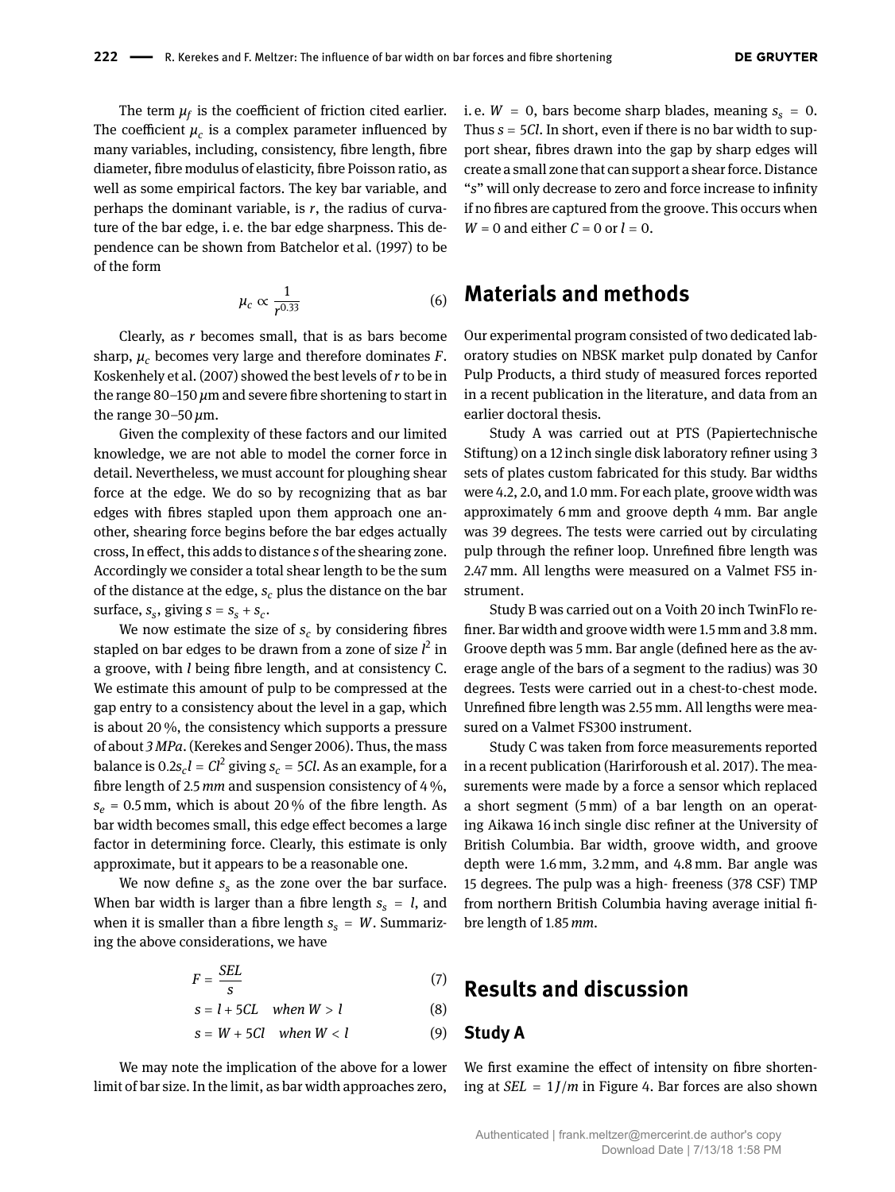The term $\mu_f$ is the coefficient of friction cited earlier. The coefficient $\mu_c$ is a complex parameter influenced by many variables, including, consistency, fibre length, fibre diameter, fibre modulus of elasticity, fibre Poisson ratio, as well as some empirical factors. The key bar variable, and perhaps the dominant variable, is $r$, the radius of curvature of the bar edge, i. e. the bar edge sharpness. This dependence can be shown from Batchelor et al. (1997) to be of the form

$$\mu_c \propto \frac{1}{r^{0.33}} \tag{6}$$

Clearly, as $r$ becomes small, that is as bars become sharp, $\mu_c$ becomes very large and therefore dominates $F$. Koskenhely et al. (2007) showed the best levels of $r$ to be in the range 80–150 $\mu$m and severe fibre shortening to start in the range 30–50 $\mu$m.

Given the complexity of these factors and our limited knowledge, we are not able to model the corner force in detail. Nevertheless, we must account for ploughing shear force at the edge. We do so by recognizing that as bar edges with fibres stapled upon them approach one another, shearing force begins before the bar edges actually cross, In effect, this adds to distance $s$ of the shearing zone. Accordingly we consider a total shear length to be the sum of the distance at the edge, $s_c$ plus the distance on the bar surface, $s_s$, giving $s = s_s + s_c$.

We now estimate the size of $s_c$ by considering fibres stapled on bar edges to be drawn from a zone of size $l^2$ in a groove, with $l$ being fibre length, and at consistency C. We estimate this amount of pulp to be compressed at the gap entry to a consistency about the level in a gap, which is about 20 %, the consistency which supports a pressure of about *3 MPa*. (Kerekes and Senger 2006). Thus, the mass balance is $0.2 s_c l = Cl^2$ giving $s_c = 5Cl$. As an example, for a fibre length of 2.5 *mm* and suspension consistency of 4 %, $s_e = 0.5$ mm, which is about 20 % of the fibre length. As bar width becomes small, this edge effect becomes a large factor in determining force. Clearly, this estimate is only approximate, but it appears to be a reasonable one.

We now define $s_s$ as the zone over the bar surface. When bar width is larger than a fibre length $s_s = l$, and when it is smaller than a fibre length $s_s = W$. Summarizing the above considerations, we have

$$F = \frac{SEL}{s} \tag{7}$$

$$s = l + 5CL \quad when\ W > l \tag{8}$$

$$s = W + 5Cl \quad when\ W < l \tag{9}$$

We may note the implication of the above for a lower limit of bar size. In the limit, as bar width approaches zero, i. e. $W = 0$, bars become sharp blades, meaning $s_s = 0$. Thus $s = 5Cl$. In short, even if there is no bar width to support shear, fibres drawn into the gap by sharp edges will create a small zone that can support a shear force. Distance "$s$" will only decrease to zero and force increase to infinity if no fibres are captured from the groove. This occurs when $W = 0$ and either $C = 0$ or $l = 0$.

## Materials and methods

Our experimental program consisted of two dedicated laboratory studies on NBSK market pulp donated by Canfor Pulp Products, a third study of measured forces reported in a recent publication in the literature, and data from an earlier doctoral thesis.

Study A was carried out at PTS (Papiertechnische Stiftung) on a 12 inch single disk laboratory refiner using 3 sets of plates custom fabricated for this study. Bar widths were 4.2, 2.0, and 1.0 mm. For each plate, groove width was approximately 6 mm and groove depth 4 mm. Bar angle was 39 degrees. The tests were carried out by circulating pulp through the refiner loop. Unrefined fibre length was 2.47 mm. All lengths were measured on a Valmet FS5 instrument.

Study B was carried out on a Voith 20 inch TwinFlo refiner. Bar width and groove width were 1.5 mm and 3.8 mm. Groove depth was 5 mm. Bar angle (defined here as the average angle of the bars of a segment to the radius) was 30 degrees. Tests were carried out in a chest-to-chest mode. Unrefined fibre length was 2.55 mm. All lengths were measured on a Valmet FS300 instrument.

Study C was taken from force measurements reported in a recent publication (Harirforoush et al. 2017). The measurements were made by a force a sensor which replaced a short segment (5 mm) of a bar length on an operating Aikawa 16 inch single disc refiner at the University of British Columbia. Bar width, groove width, and groove depth were 1.6 mm, 3.2 mm, and 4.8 mm. Bar angle was 15 degrees. The pulp was a high- freeness (378 CSF) TMP from northern British Columbia having average initial fibre length of 1.85 *mm*.

## Results and discussion

### Study A

We first examine the effect of intensity on fibre shortening at $SEL = 1\,J/m$ in Figure 4. Bar forces are also shown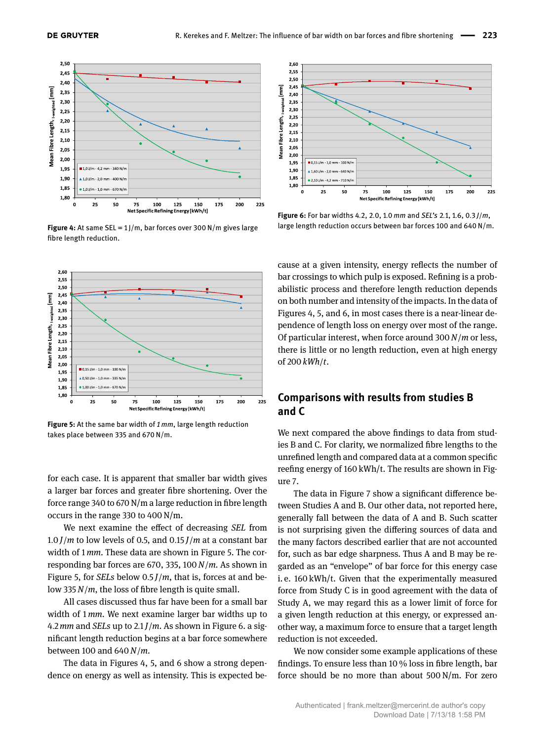Figure 4: At same SEL = 1 J/m, bar forces over 300 N/m gives large fibre length reduction.

Figure 6: For bar widths 4.2, 2.0, 1.0 *mm* and *SEL's* 2.1, 1.6, 0.3 *J/m*, large length reduction occurs between bar forces 100 and 640 N/m.

Figure 5: At the same bar width of *1 mm*, large length reduction takes place between 335 and 670 N/m.

for each case. It is apparent that smaller bar width gives a larger bar forces and greater fibre shortening. Over the force range 340 to 670 N/m a large reduction in fibre length occurs in the range 330 to 400 N/m.

We next examine the effect of decreasing *SEL* from 1.0 *J/m* to low levels of 0.5, and 0.15 *J/m* at a constant bar width of 1 *mm*. These data are shown in Figure 5. The corresponding bar forces are 670, 335, 100 *N/m*. As shown in Figure 5, for *SELs* below 0.5 *J/m*, that is, forces at and below 335 *N/m*, the loss of fibre length is quite small.

All cases discussed thus far have been for a small bar width of 1 *mm*. We next examine larger bar widths up to 4.2 *mm* and *SELs* up to 2.1 *J/m*. As shown in Figure 6. a significant length reduction begins at a bar force somewhere between 100 and 640 *N/m*.

The data in Figures 4, 5, and 6 show a strong dependence on energy as well as intensity. This is expected because at a given intensity, energy reflects the number of bar crossings to which pulp is exposed. Refining is a probabilistic process and therefore length reduction depends on both number and intensity of the impacts. In the data of Figures 4, 5, and 6, in most cases there is a near-linear dependence of length loss on energy over most of the range. Of particular interest, when force around 300 *N/m* or less, there is little or no length reduction, even at high energy of 200 *kWh/t*.

## Comparisons with results from studies B and C

We next compared the above findings to data from studies B and C. For clarity, we normalized fibre lengths to the unrefined length and compared data at a common specific reefing energy of 160 kWh/t. The results are shown in Figure 7.

The data in Figure 7 show a significant difference between Studies A and B. Our other data, not reported here, generally fall between the data of A and B. Such scatter is not surprising given the differing sources of data and the many factors described earlier that are not accounted for, such as bar edge sharpness. Thus A and B may be regarded as an "envelope" of bar force for this energy case i. e. 160 kWh/t. Given that the experimentally measured force from Study C is in good agreement with the data of Study A, we may regard this as a lower limit of force for a given length reduction at this energy, or expressed another way, a maximum force to ensure that a target length reduction is not exceeded.

We now consider some example applications of these findings. To ensure less than 10 % loss in fibre length, bar force should be no more than about 500 N/m. For zero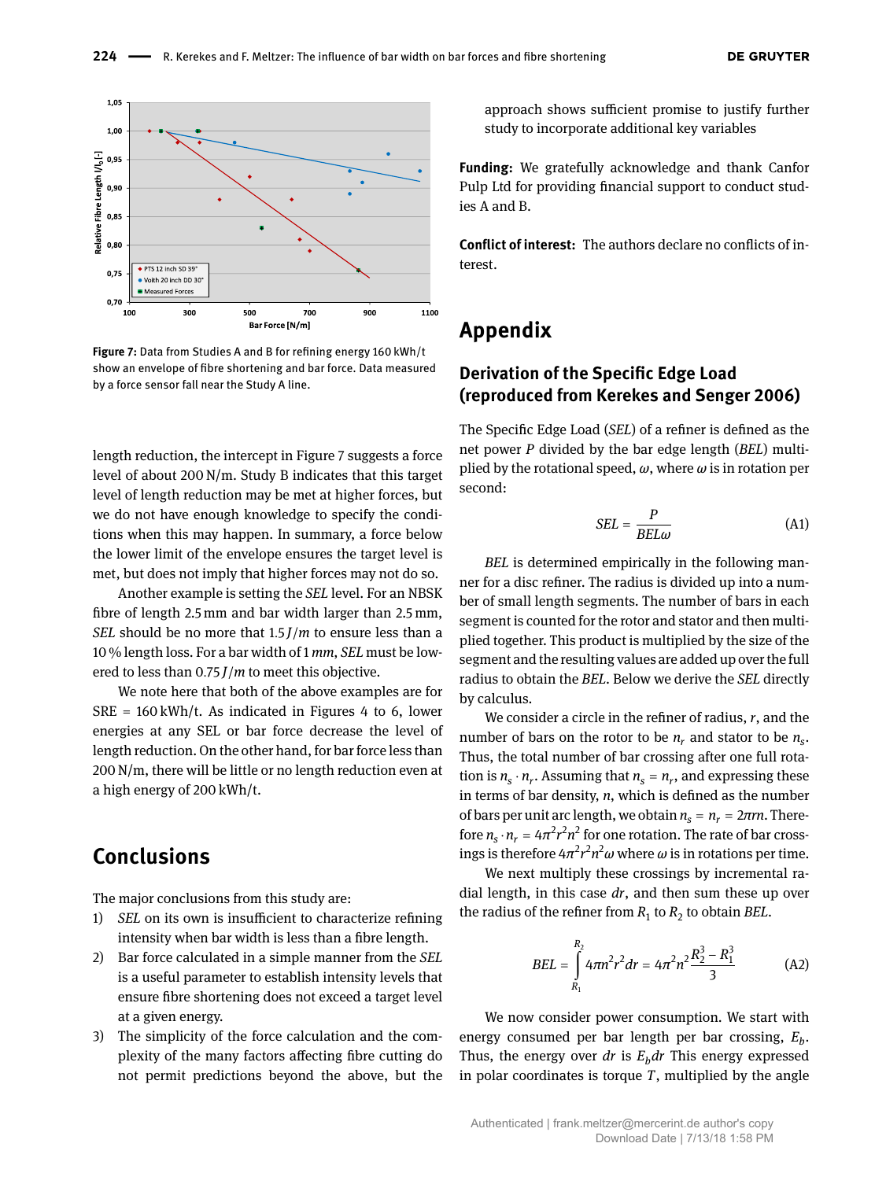Figure 7: Data from Studies A and B for refining energy 160 kWh/t show an envelope of fibre shortening and bar force. Data measured by a force sensor fall near the Study A line.

length reduction, the intercept in Figure 7 suggests a force level of about 200 N/m. Study B indicates that this target level of length reduction may be met at higher forces, but we do not have enough knowledge to specify the conditions when this may happen. In summary, a force below the lower limit of the envelope ensures the target level is met, but does not imply that higher forces may not do so.

Another example is setting the *SEL* level. For an NBSK fibre of length 2.5 mm and bar width larger than 2.5 mm, *SEL* should be no more that 1.5 $J/m$ to ensure less than a 10 % length loss. For a bar width of 1 $mm$, *SEL* must be lowered to less than 0.75 $J/m$ to meet this objective.

We note here that both of the above examples are for SRE = 160 kWh/t. As indicated in Figures 4 to 6, lower energies at any SEL or bar force decrease the level of length reduction. On the other hand, for bar force less than 200 N/m, there will be little or no length reduction even at a high energy of 200 kWh/t.

## Conclusions

The major conclusions from this study are:

1) *SEL* on its own is insufficient to characterize refining intensity when bar width is less than a fibre length.
2) Bar force calculated in a simple manner from the *SEL* is a useful parameter to establish intensity levels that ensure fibre shortening does not exceed a target level at a given energy.
3) The simplicity of the force calculation and the complexity of the many factors affecting fibre cutting do not permit predictions beyond the above, but the approach shows sufficient promise to justify further study to incorporate additional key variables

**Funding:** We gratefully acknowledge and thank Canfor Pulp Ltd for providing financial support to conduct studies A and B.

**Conflict of interest:** The authors declare no conflicts of interest.

# Appendix

## Derivation of the Specific Edge Load (reproduced from Kerekes and Senger 2006)

The Specific Edge Load (*SEL*) of a refiner is defined as the net power $P$ divided by the bar edge length (*BEL*) multiplied by the rotational speed, $\omega$, where $\omega$ is in rotation per second:

$$SEL = \frac{P}{BEL\omega} \tag{A1}$$

*BEL* is determined empirically in the following manner for a disc refiner. The radius is divided up into a number of small length segments. The number of bars in each segment is counted for the rotor and stator and then multiplied together. This product is multiplied by the size of the segment and the resulting values are added up over the full radius to obtain the *BEL*. Below we derive the *SEL* directly by calculus.

We consider a circle in the refiner of radius, $r$, and the number of bars on the rotor to be $n_r$ and stator to be $n_s$. Thus, the total number of bar crossing after one full rotation is $n_s \cdot n_r$. Assuming that $n_s = n_r$, and expressing these in terms of bar density, $n$, which is defined as the number of bars per unit arc length, we obtain $n_s = n_r = 2\pi rn$. Therefore $n_s \cdot n_r = 4\pi^2 r^2 n^2$ for one rotation. The rate of bar crossings is therefore $4\pi^2 r^2 n^2 \omega$ where $\omega$ is in rotations per time.

We next multiply these crossings by incremental radial length, in this case $dr$, and then sum these up over the radius of the refiner from $R_1$ to $R_2$ to obtain *BEL*.

$$BEL = \int_{R_1}^{R_2} 4\pi n^2 r^2 dr = 4\pi^2 n^2 \frac{R_2^3 - R_1^3}{3} \tag{A2}$$

We now consider power consumption. We start with energy consumed per bar length per bar crossing, $E_b$. Thus, the energy over $dr$ is $E_b dr$ This energy expressed in polar coordinates is torque $T$, multiplied by the angle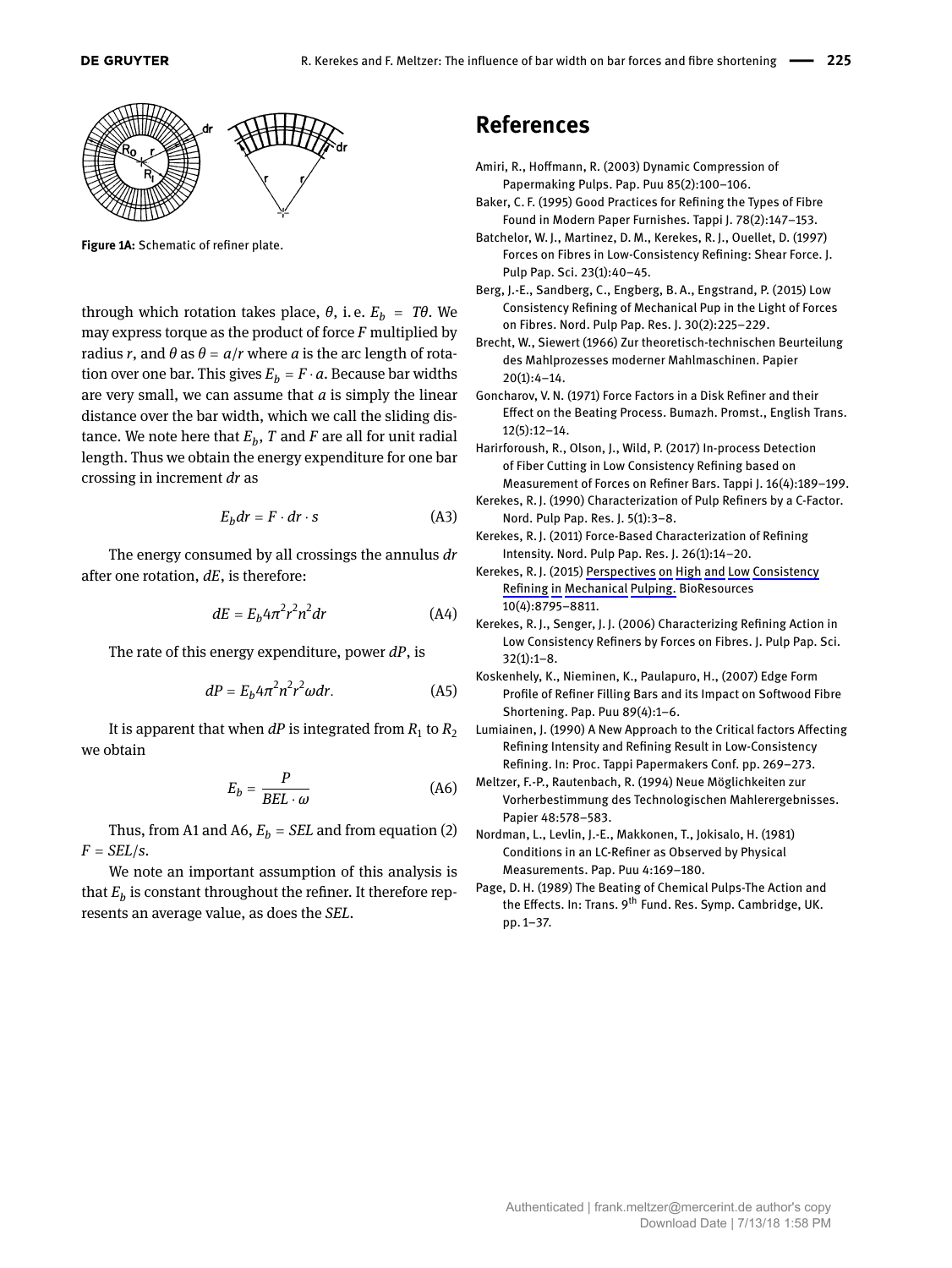Figure 1A: Schematic of refiner plate.

through which rotation takes place, $\theta$, i. e. $E_b = T\theta$. We may express torque as the product of force $F$ multiplied by radius $r$, and $\theta$ as $\theta = a/r$ where $a$ is the arc length of rotation over one bar. This gives $E_b = F \cdot a$. Because bar widths are very small, we can assume that $a$ is simply the linear distance over the bar width, which we call the sliding distance. We note here that $E_b$, $T$ and $F$ are all for unit radial length. Thus we obtain the energy expenditure for one bar crossing in increment $dr$ as

$$E_b dr = F \cdot dr \cdot s \tag{A3}$$

The energy consumed by all crossings the annulus $dr$ after one rotation, $dE$, is therefore:

$$dE = E_b 4\pi^2 r^2 n^2 dr \tag{A4}$$

The rate of this energy expenditure, power $dP$, is

$$dP = E_b 4\pi^2 n^2 r^2 \omega dr. \tag{A5}$$

It is apparent that when $dP$ is integrated from $R_1$ to $R_2$ we obtain

$$E_b = \frac{P}{BEL \cdot \omega} \tag{A6}$$

Thus, from A1 and A6, $E_b = SEL$ and from equation (2) $F = SEL/s$.

We note an important assumption of this analysis is that $E_b$ is constant throughout the refiner. It therefore represents an average value, as does the $SEL$.

# References

Amiri, R., Hoffmann, R. (2003) Dynamic Compression of Papermaking Pulps. Pap. Puu 85(2):100–106.

Baker, C. F. (1995) Good Practices for Refining the Types of Fibre Found in Modern Paper Furnishes. Tappi J. 78(2):147–153.

Batchelor, W. J., Martinez, D. M., Kerekes, R. J., Ouellet, D. (1997) Forces on Fibres in Low-Consistency Refining: Shear Force. J. Pulp Pap. Sci. 23(1):40–45.

Berg, J.-E., Sandberg, C., Engberg, B. A., Engstrand, P. (2015) Low Consistency Refining of Mechanical Pup in the Light of Forces on Fibres. Nord. Pulp Pap. Res. J. 30(2):225–229.

Brecht, W., Siewert (1966) Zur theoretisch-technischen Beurteilung des Mahlprozesses moderner Mahlmaschinen. Papier 20(1):4–14.

Goncharov, V. N. (1971) Force Factors in a Disk Refiner and their Effect on the Beating Process. Bumazh. Promst., English Trans. 12(5):12–14.

Harirforoush, R., Olson, J., Wild, P. (2017) In-process Detection of Fiber Cutting in Low Consistency Refining based on Measurement of Forces on Refiner Bars. Tappi J. 16(4):189–199.

Kerekes, R. J. (1990) Characterization of Pulp Refiners by a C-Factor. Nord. Pulp Pap. Res. J. 5(1):3–8.

Kerekes, R. J. (2011) Force-Based Characterization of Refining Intensity. Nord. Pulp Pap. Res. J. 26(1):14–20.

Kerekes, R. J. (2015) Perspectives on High and Low Consistency Refining in Mechanical Pulping. BioResources 10(4):8795–8811.

Kerekes, R. J., Senger, J. J. (2006) Characterizing Refining Action in Low Consistency Refiners by Forces on Fibres. J. Pulp Pap. Sci. 32(1):1–8.

Koskenhely, K., Nieminen, K., Paulapuro, H., (2007) Edge Form Profile of Refiner Filling Bars and its Impact on Softwood Fibre Shortening. Pap. Puu 89(4):1–6.

Lumiainen, J. (1990) A New Approach to the Critical factors Affecting Refining Intensity and Refining Result in Low-Consistency Refining. In: Proc. Tappi Papermakers Conf. pp. 269–273.

Meltzer, F.-P., Rautenbach, R. (1994) Neue Möglichkeiten zur Vorherbestimmung des Technologischen Mahlerergebnisses. Papier 48:578–583.

Nordman, L., Levlin, J.-E., Makkonen, T., Jokisalo, H. (1981) Conditions in an LC-Refiner as Observed by Physical Measurements. Pap. Puu 4:169–180.

Page, D. H. (1989) The Beating of Chemical Pulps-The Action and the Effects. In: Trans. 9th Fund. Res. Symp. Cambridge, UK. pp. 1–37.